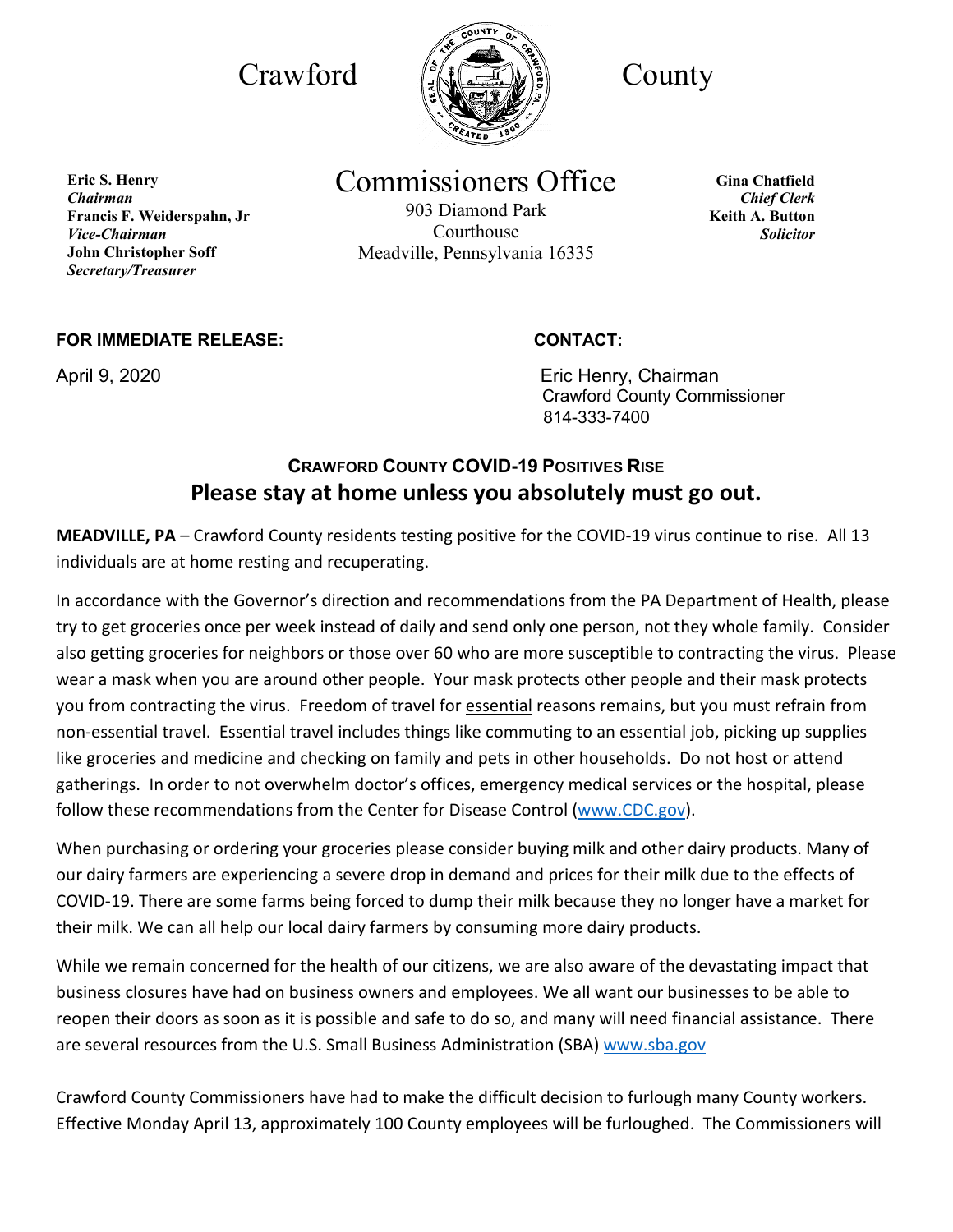Crawford County

# Commissioners Office

903 Diamond Park
Courthouse
Meadville, Pennsylvania 16335

**Eric S. Henry**
***Chairman***
**Francis F. Weiderspahn, Jr**
***Vice-Chairman***
**John Christopher Soff**
***Secretary/Treasurer***

**Gina Chatfield**
***Chief Clerk***
**Keith A. Button**
***Solicitor***

**FOR IMMEDIATE RELEASE:**

April 9, 2020

**CONTACT:**

Eric Henry, Chairman
Crawford County Commissioner
814-333-7400

## CRAWFORD COUNTY COVID-19 POSITIVES RISE

## Please stay at home unless you absolutely must go out.

**MEADVILLE, PA** – Crawford County residents testing positive for the COVID-19 virus continue to rise. All 13 individuals are at home resting and recuperating.

In accordance with the Governor's direction and recommendations from the PA Department of Health, please try to get groceries once per week instead of daily and send only one person, not they whole family. Consider also getting groceries for neighbors or those over 60 who are more susceptible to contracting the virus. Please wear a mask when you are around other people. Your mask protects other people and their mask protects you from contracting the virus. Freedom of travel for essential reasons remains, but you must refrain from non-essential travel. Essential travel includes things like commuting to an essential job, picking up supplies like groceries and medicine and checking on family and pets in other households. Do not host or attend gatherings. In order to not overwhelm doctor's offices, emergency medical services or the hospital, please follow these recommendations from the Center for Disease Control (www.CDC.gov).

When purchasing or ordering your groceries please consider buying milk and other dairy products. Many of our dairy farmers are experiencing a severe drop in demand and prices for their milk due to the effects of COVID-19. There are some farms being forced to dump their milk because they no longer have a market for their milk. We can all help our local dairy farmers by consuming more dairy products.

While we remain concerned for the health of our citizens, we are also aware of the devastating impact that business closures have had on business owners and employees. We all want our businesses to be able to reopen their doors as soon as it is possible and safe to do so, and many will need financial assistance. There are several resources from the U.S. Small Business Administration (SBA) www.sba.gov

Crawford County Commissioners have had to make the difficult decision to furlough many County workers. Effective Monday April 13, approximately 100 County employees will be furloughed. The Commissioners will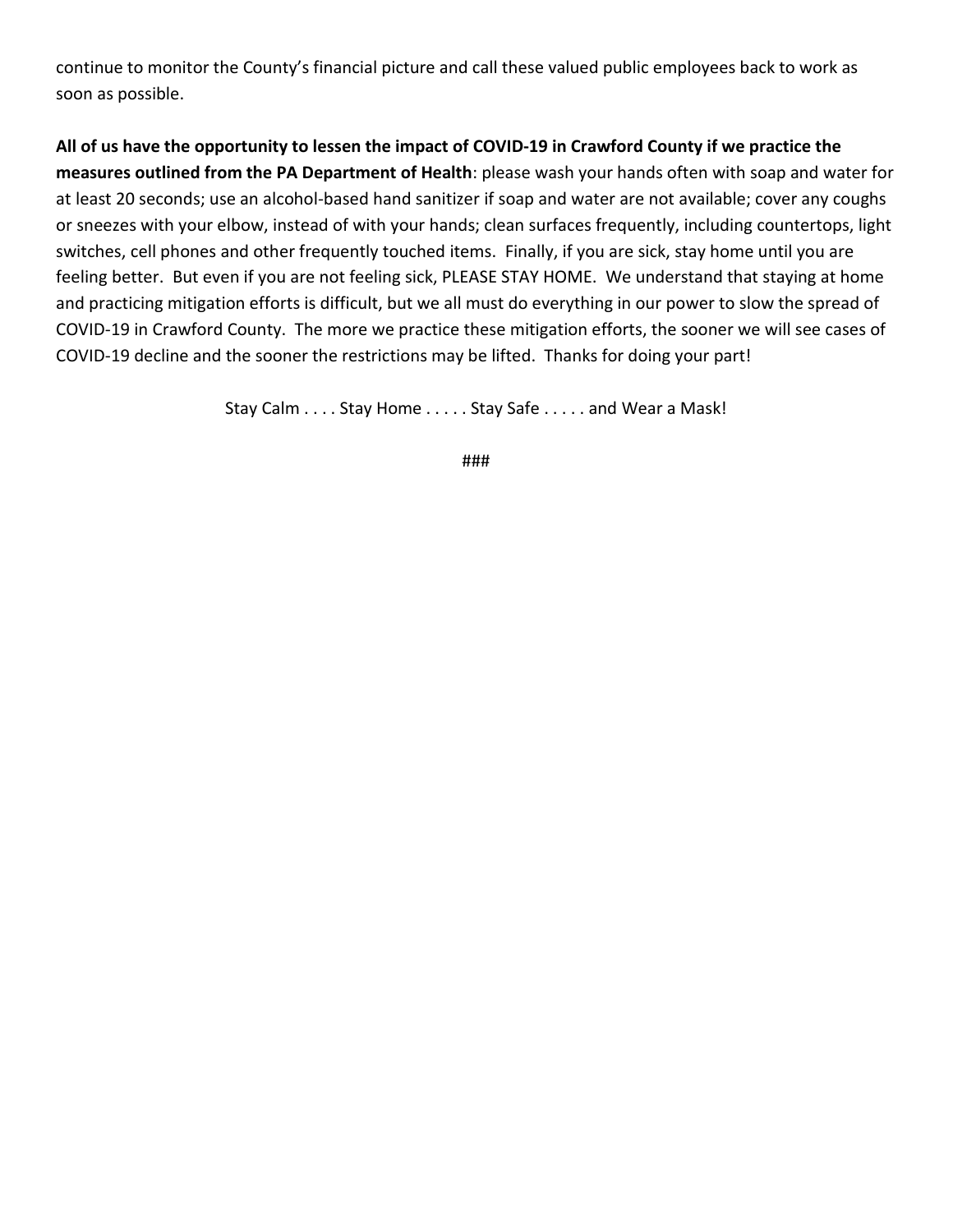continue to monitor the County's financial picture and call these valued public employees back to work as soon as possible.

**All of us have the opportunity to lessen the impact of COVID-19 in Crawford County if we practice the measures outlined from the PA Department of Health**: please wash your hands often with soap and water for at least 20 seconds; use an alcohol-based hand sanitizer if soap and water are not available; cover any coughs or sneezes with your elbow, instead of with your hands; clean surfaces frequently, including countertops, light switches, cell phones and other frequently touched items. Finally, if you are sick, stay home until you are feeling better. But even if you are not feeling sick, PLEASE STAY HOME. We understand that staying at home and practicing mitigation efforts is difficult, but we all must do everything in our power to slow the spread of COVID-19 in Crawford County. The more we practice these mitigation efforts, the sooner we will see cases of COVID-19 decline and the sooner the restrictions may be lifted. Thanks for doing your part!

Stay Calm . . . . Stay Home . . . . . Stay Safe . . . . . and Wear a Mask!

###